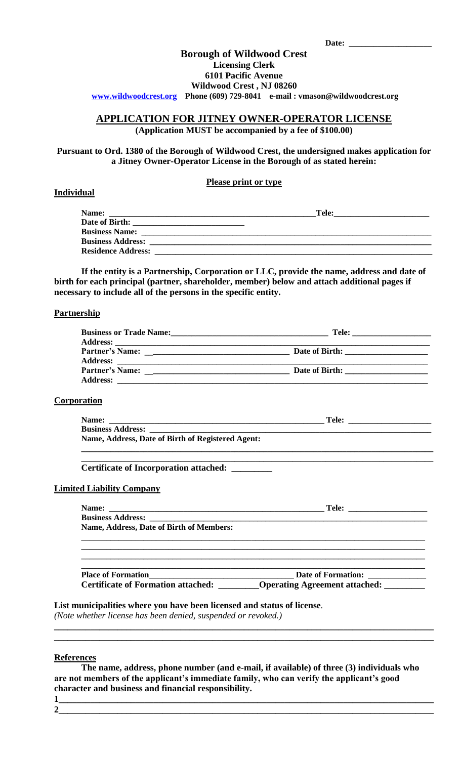Date: ___________________

**Borough of Wildwood Crest**
**Licensing Clerk**
**6101 Pacific Avenue**
**Wildwood Crest , NJ 08260**
**www.wildwoodcrest.org Phone (609) 729-8041 e-mail : vmason@wildwoodcrest.org**

## APPLICATION FOR JITNEY OWNER-OPERATOR LICENSE

**(Application MUST be accompanied by a fee of $100.00)**

**Pursuant to Ord. 1380 of the Borough of Wildwood Crest, the undersigned makes application for a Jitney Owner-Operator License in the Borough of as stated herein:**

**Please print or type**

### Individual

**Name:** ___________________________________________ **Tele:**______________________
**Date of Birth:** _________________________
**Business Name:** ______________________________________________________________
**Business Address:** ____________________________________________________________
**Residence Address:** ___________________________________________________________

**If the entity is a Partnership, Corporation or LLC, provide the name, address and date of birth for each principal (partner, shareholder, member) below and attach additional pages if necessary to include all of the persons in the specific entity.**

### Partnership

**Business or Trade Name:**____________________________________ **Tele:** __________________
**Address:** ____________________________________________________________________
**Partner's Name:** _______________________________ **Date of Birth:** ___________________
**Address:** ____________________________________________________________________
**Partner's Name:** _______________________________ **Date of Birth:** ___________________
**Address:** ____________________________________________________________________

### Corporation

**Name:** ___________________________________________________ **Tele:** __________________
**Business Address:** ____________________________________________________________
**Name, Address, Date of Birth of Registered Agent:**
____________________________________________________________________________
____________________________________________________________________________

**Certificate of Incorporation attached:** _________

### Limited Liability Company

**Name:** ___________________________________________________ **Tele:** __________________
**Business Address:** ____________________________________________________________
**Name, Address, Date of Birth of Members:**
____________________________________________________________________________
____________________________________________________________________________
____________________________________________________________________________
____________________________________________________________________________

**Place of Formation**_________________________________ **Date of Formation:** _____________
**Certificate of Formation attached:** _________**Operating Agreement attached:** _________

**List municipalities where you have been licensed and status of license**.
*(Note whether license has been denied, suspended or revoked.)*
____________________________________________________________________________
____________________________________________________________________________

### References

**The name, address, phone number (and e-mail, if available) of three (3) individuals who are not members of the applicant's immediate family, who can verify the applicant's good character and business and financial responsibility.**

**1**___________________________________________________________________________
**2**___________________________________________________________________________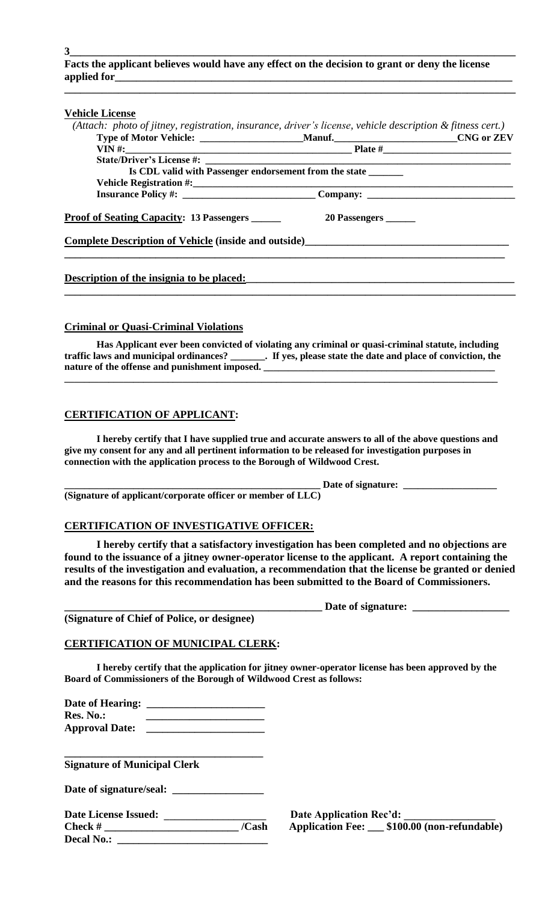3______________________________________________________________________________

**Facts the applicant believes would have any effect on the decision to grant or deny the license applied for______________________________________________________________________________**

______________________________________________________________________________

**Vehicle License**

*(Attach: photo of jitney, registration, insurance, driver's license, vehicle description & fitness cert.)*

**Type of Motor Vehicle: ____________________ Manuf. ________________________ CNG or ZEV**

**VIN #: ______________________________________________ Plate # __________________________**

**State/Driver's License #: ______________________________________________________________**

**Is CDL valid with Passenger endorsement from the state _______**

**Vehicle Registration #: __________________________________________________________________**

**Insurance Policy #: __________________________ Company: ______________________________**

**Proof of Seating Capacity: 13 Passengers ______ 20 Passengers ______**

**Complete Description of Vehicle (inside and outside)______________________________________**

______________________________________________________________________________

**Description of the insignia to be placed: ________________________________________________**

______________________________________________________________________________

**Criminal or Quasi-Criminal Violations**

**Has Applicant ever been convicted of violating any criminal or quasi-criminal statute, including traffic laws and municipal ordinances? _______. If yes, please state the date and place of conviction, the nature of the offense and punishment imposed. ______________________________________________**

______________________________________________________________________________

**CERTIFICATION OF APPLICANT:**

**I hereby certify that I have supplied true and accurate answers to all of the above questions and give my consent for any and all pertinent information to be released for investigation purposes in connection with the application process to the Borough of Wildwood Crest.**

_____________________________________________________ **Date of signature:** ___________________

**(Signature of applicant/corporate officer or member of LLC)**

**CERTIFICATION OF INVESTIGATIVE OFFICER:**

**I hereby certify that a satisfactory investigation has been completed and no objections are found to the issuance of a jitney owner-operator license to the applicant. A report containing the results of the investigation and evaluation, a recommendation that the license be granted or denied and the reasons for this recommendation has been submitted to the Board of Commissioners.**

___________________________________________________ **Date of signature:** __________________

**(Signature of Chief of Police, or designee)**

**CERTIFICATION OF MUNICIPAL CLERK:**

**I hereby certify that the application for jitney owner-operator license has been approved by the Board of Commissioners of the Borough of Wildwood Crest as follows:**

**Date of Hearing:** ______________________

**Res. No.:** ______________________

**Approval Date:** ______________________

______________________________________

**Signature of Municipal Clerk**

**Date of signature/seal:** _________________

**Date License Issued:** ___________________ **Date Application Rec'd:** _________________

**Check #** _________________________ **/Cash** **Application Fee: ___ $100.00 (non-refundable)**

**Decal No.:** ____________________________